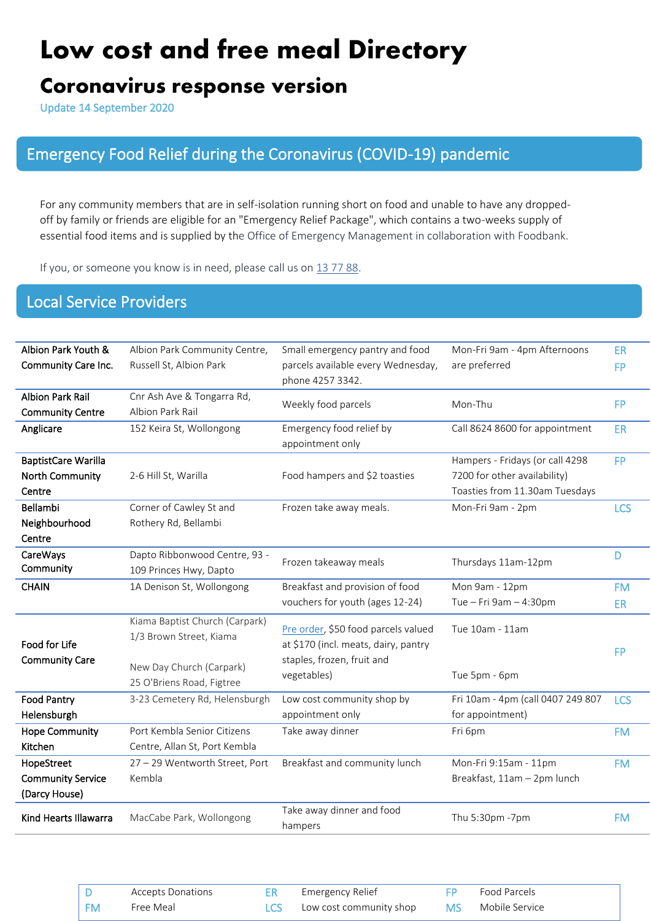# Low cost and free meal Directory

## Coronavirus response version

Update 14 September 2020

## Emergency Food Relief during the Coronavirus (COVID-19) pandemic

For any community members that are in self-isolation running short on food and unable to have any dropped-off by family or friends are eligible for an "Emergency Relief Package", which contains a two-weeks supply of essential food items and is supplied by the Office of Emergency Management in collaboration with Foodbank.

If you, or someone you know is in need, please call us on [13 77 88](13 77 88).

## Local Service Providers

| Provider | Location | Service | Hours | Type |
|---|---|---|---|---|
| Albion Park Youth & Community Care Inc. | Albion Park Community Centre, Russell St, Albion Park | Small emergency pantry and food parcels available every Wednesday, phone 4257 3342. | Mon-Fri 9am - 4pm Afternoons are preferred | ER FP |
| Albion Park Rail Community Centre | Cnr Ash Ave & Tongarra Rd, Albion Park Rail | Weekly food parcels | Mon-Thu | FP |
| Anglicare | 152 Keira St, Wollongong | Emergency food relief by appointment only | Call 8624 8600 for appointment | ER |
| BaptistCare Warilla North Community Centre | 2-6 Hill St, Warilla | Food hampers and $2 toasties | Hampers - Fridays (or call 4298 7200 for other availability) Toasties from 11.30am Tuesdays | FP |
| Bellambi Neighbourhood Centre | Corner of Cawley St and Rothery Rd, Bellambi | Frozen take away meals. | Mon-Fri 9am - 2pm | LCS |
| CareWays Community | Dapto Ribbonwood Centre, 93 - 109 Princes Hwy, Dapto | Frozen takeaway meals | Thursdays 11am-12pm | D |
| CHAIN | 1A Denison St, Wollongong | Breakfast and provision of food vouchers for youth (ages 12-24) | Mon 9am - 12pm Tue – Fri 9am – 4:30pm | FM ER |
| Food for Life Community Care | Kiama Baptist Church (Carpark) 1/3 Brown Street, Kiama<br><br>New Day Church (Carpark) 25 O'Briens Road, Figtree | Pre order, $50 food parcels valued at $170 (incl. meats, dairy, pantry staples, frozen, fruit and vegetables) | Tue 10am - 11am<br><br>Tue 5pm - 6pm | FP |
| Food Pantry Helensburgh | 3-23 Cemetery Rd, Helensburgh | Low cost community shop by appointment only | Fri 10am - 4pm (call 0407 249 807 for appointment) | LCS |
| Hope Community Kitchen | Port Kembla Senior Citizens Centre, Allan St, Port Kembla | Take away dinner | Fri 6pm | FM |
| HopeStreet Community Service (Darcy House) | 27 – 29 Wentworth Street, Port Kembla | Breakfast and community lunch | Mon-Fri 9:15am - 11pm Breakfast, 11am – 2pm lunch | FM |
| Kind Hearts Illawarra | MacCabe Park, Wollongong | Take away dinner and food hampers | Thu 5:30pm -7pm | FM |

| | | | | | |
|---|---|---|---|---|---|
| D | Accepts Donations | ER | Emergency Relief | FP | Food Parcels |
| FM | Free Meal | LCS | Low cost community shop | MS | Mobile Service |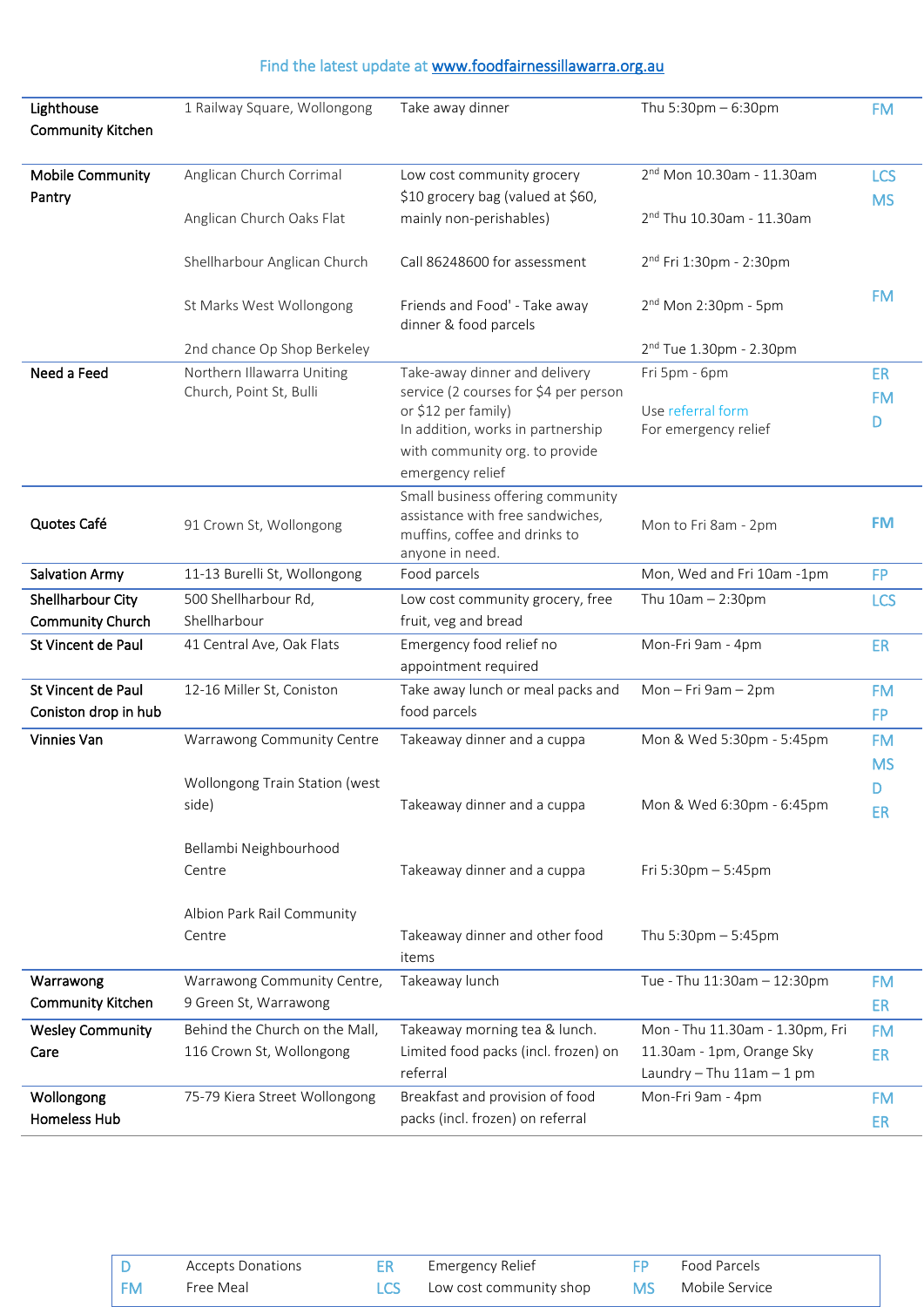Find the latest update at [www.foodfairnessillawarra.org.au](www.foodfairnessillawarra.org.au)

| | | | | |
|---|---|---|---|---|
| **Lighthouse Community Kitchen** | 1 Railway Square, Wollongong | Take away dinner | Thu 5:30pm – 6:30pm | FM |
| **Mobile Community Pantry** | Anglican Church Corrimal<br>Anglican Church Oaks Flat<br>Shellharbour Anglican Church | Low cost community grocery $10 grocery bag (valued at $60, mainly non-perishables)<br>Call 86248600 for assessment | 2nd Mon 10.30am - 11.30am<br>2nd Thu 10.30am - 11.30am<br>2nd Fri 1:30pm - 2:30pm | LCS<br>MS |
| | St Marks West Wollongong<br>2nd chance Op Shop Berkeley | Friends and Food' - Take away dinner & food parcels | 2nd Mon 2:30pm - 5pm<br>2nd Tue 1.30pm - 2.30pm | FM |
| **Need a Feed** | Northern Illawarra Uniting Church, Point St, Bulli | Take-away dinner and delivery service (2 courses for $4 per person or $12 per family)<br>In addition, works in partnership with community org. to provide emergency relief | Fri 5pm - 6pm<br>Use referral form<br>For emergency relief | ER<br>FM<br>D |
| **Quotes Café** | 91 Crown St, Wollongong | Small business offering community assistance with free sandwiches, muffins, coffee and drinks to anyone in need. | Mon to Fri 8am - 2pm | FM |
| **Salvation Army** | 11-13 Burelli St, Wollongong | Food parcels | Mon, Wed and Fri 10am -1pm | FP |
| **Shellharbour City Community Church** | 500 Shellharbour Rd, Shellharbour | Low cost community grocery, free fruit, veg and bread | Thu 10am – 2:30pm | LCS |
| **St Vincent de Paul** | 41 Central Ave, Oak Flats | Emergency food relief no appointment required | Mon-Fri 9am - 4pm | ER |
| **St Vincent de Paul Coniston drop in hub** | 12-16 Miller St, Coniston | Take away lunch or meal packs and food parcels | Mon – Fri 9am – 2pm | FM<br>FP |
| **Vinnies Van** | Warrawong Community Centre<br>Wollongong Train Station (west side)<br>Bellambi Neighbourhood Centre<br>Albion Park Rail Community Centre | Takeaway dinner and a cuppa<br>Takeaway dinner and a cuppa<br>Takeaway dinner and a cuppa<br>Takeaway dinner and other food items | Mon & Wed 5:30pm - 5:45pm<br>Mon & Wed 6:30pm - 6:45pm<br>Fri 5:30pm – 5:45pm<br>Thu 5:30pm – 5:45pm | FM<br>MS<br>D<br>ER |
| **Warrawong Community Kitchen** | Warrawong Community Centre, 9 Green St, Warrawong | Takeaway lunch | Tue - Thu 11:30am – 12:30pm | FM<br>ER |
| **Wesley Community Care** | Behind the Church on the Mall, 116 Crown St, Wollongong | Takeaway morning tea & lunch. Limited food packs (incl. frozen) on referral | Mon - Thu 11.30am - 1.30pm, Fri 11.30am - 1pm, Orange Sky Laundry – Thu 11am – 1 pm | FM<br>ER |
| **Wollongong Homeless Hub** | 75-79 Kiera Street Wollongong | Breakfast and provision of food packs (incl. frozen) on referral | Mon-Fri 9am - 4pm | FM<br>ER |

| | | | | | |
|---|---|---|---|---|---|
| D | Accepts Donations | ER | Emergency Relief | FP | Food Parcels |
| FM | Free Meal | LCS | Low cost community shop | MS | Mobile Service |